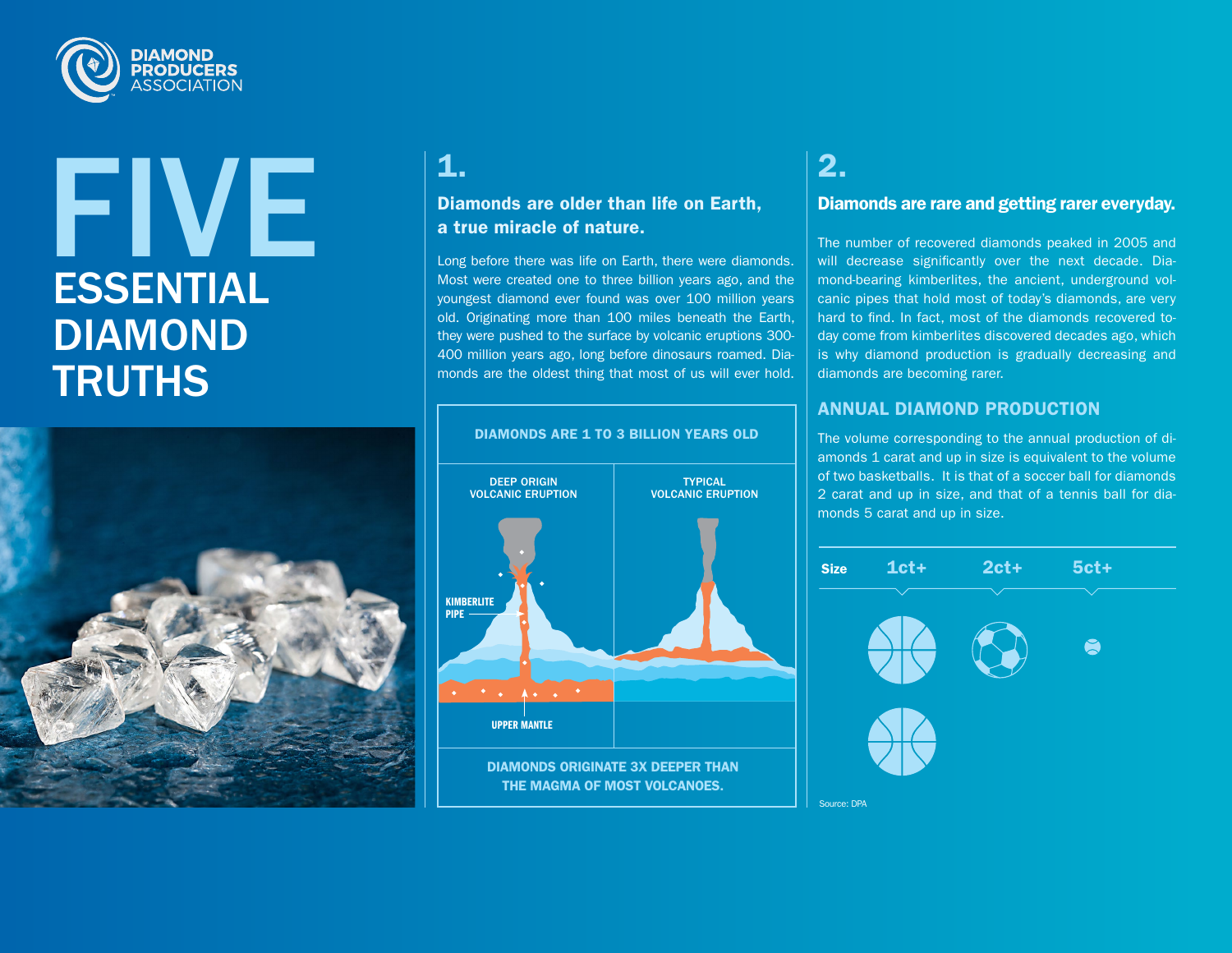DIAMOND PRODUCERS ASSOCIATION

# FIVE ESSENTIAL DIAMOND TRUTHS

## 1.

### Diamonds are older than life on Earth, a true miracle of nature.

Long before there was life on Earth, there were diamonds. Most were created one to three billion years ago, and the youngest diamond ever found was over 100 million years old. Originating more than 100 miles beneath the Earth, they were pushed to the surface by volcanic eruptions 300-400 million years ago, long before dinosaurs roamed. Diamonds are the oldest thing that most of us will ever hold.

**DIAMONDS ARE 1 TO 3 BILLION YEARS OLD**

DEEP ORIGIN VOLCANIC ERUPTION

KIMBERLITE PIPE

UPPER MANTLE

TYPICAL VOLCANIC ERUPTION

**DIAMONDS ORIGINATE 3X DEEPER THAN THE MAGMA OF MOST VOLCANOES.**

## 2.

### Diamonds are rare and getting rarer everyday.

The number of recovered diamonds peaked in 2005 and will decrease significantly over the next decade. Diamond-bearing kimberlites, the ancient, underground volcanic pipes that hold most of today's diamonds, are very hard to find. In fact, most of the diamonds recovered today come from kimberlites discovered decades ago, which is why diamond production is gradually decreasing and diamonds are becoming rarer.

### ANNUAL DIAMOND PRODUCTION

The volume corresponding to the annual production of diamonds 1 carat and up in size is equivalent to the volume of two basketballs. It is that of a soccer ball for diamonds 2 carat and up in size, and that of a tennis ball for diamonds 5 carat and up in size.

| Size | 1ct+ | 2ct+ | 5ct+ |
|---|---|---|---|
| | Two basketballs | Soccer ball | Tennis ball |

Source: DPA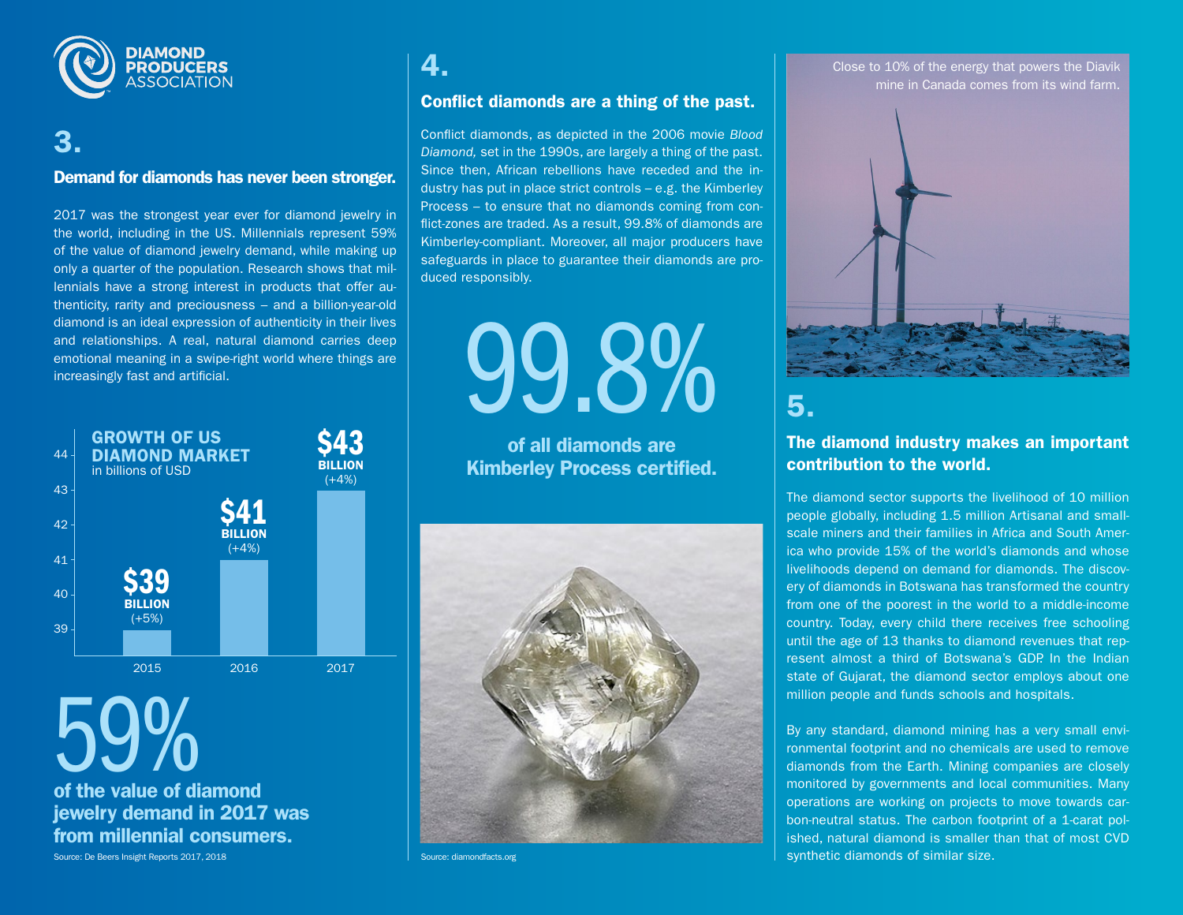**DIAMOND PRODUCERS ASSOCIATION**

## 3.

### Demand for diamonds has never been stronger.

2017 was the strongest year ever for diamond jewelry in the world, including in the US. Millennials represent 59% of the value of diamond jewelry demand, while making up only a quarter of the population. Research shows that millennials have a strong interest in products that offer authenticity, rarity and preciousness – and a billion-year-old diamond is an ideal expression of authenticity in their lives and relationships. A real, natural diamond carries deep emotional meaning in a swipe-right world where things are increasingly fast and artificial.

**GROWTH OF US DIAMOND MARKET**
in billions of USD

44
43
42
41
40
39

**$39 BILLION** (+5%)
2015

**$41 BILLION** (+4%)
2016

**$43 BILLION** (+4%)
2017

# 59%

**of the value of diamond jewelry demand in 2017 was from millennial consumers.**

Source: De Beers Insight Reports 2017, 2018

## 4.

### Conflict diamonds are a thing of the past.

Conflict diamonds, as depicted in the 2006 movie *Blood Diamond,* set in the 1990s, are largely a thing of the past. Since then, African rebellions have receded and the industry has put in place strict controls – e.g. the Kimberley Process – to ensure that no diamonds coming from conflict-zones are traded. As a result, 99.8% of diamonds are Kimberley-compliant. Moreover, all major producers have safeguards in place to guarantee their diamonds are produced responsibly.

# 99.8%

**of all diamonds are Kimberley Process certified.**

Source: diamondfacts.org

Close to 10% of the energy that powers the Diavik mine in Canada comes from its wind farm.

## 5.

### The diamond industry makes an important contribution to the world.

The diamond sector supports the livelihood of 10 million people globally, including 1.5 million Artisanal and small-scale miners and their families in Africa and South America who provide 15% of the world's diamonds and whose livelihoods depend on demand for diamonds. The discovery of diamonds in Botswana has transformed the country from one of the poorest in the world to a middle-income country. Today, every child there receives free schooling until the age of 13 thanks to diamond revenues that represent almost a third of Botswana's GDP. In the Indian state of Gujarat, the diamond sector employs about one million people and funds schools and hospitals.

By any standard, diamond mining has a very small environmental footprint and no chemicals are used to remove diamonds from the Earth. Mining companies are closely monitored by governments and local communities. Many operations are working on projects to move towards carbon-neutral status. The carbon footprint of a 1-carat polished, natural diamond is smaller than that of most CVD synthetic diamonds of similar size.